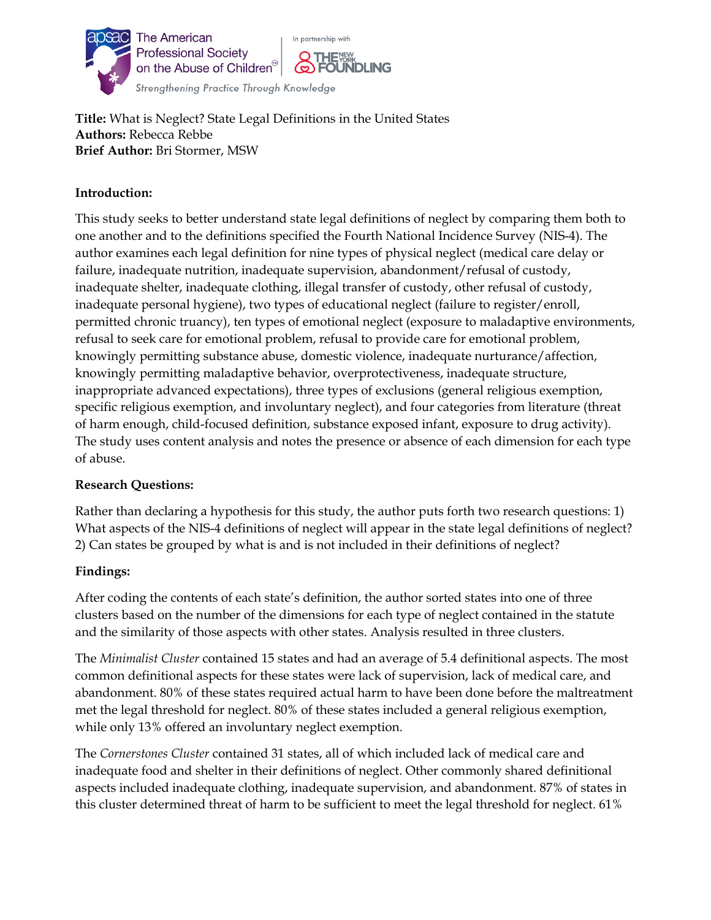The American Professional Society on the Abuse of Children

In partnership with THE NEW YORK FOUNDLING

*Strengthening Practice Through Knowledge*

**Title:** What is Neglect? State Legal Definitions in the United States
**Authors:** Rebecca Rebbe
**Brief Author:** Bri Stormer, MSW

**Introduction:**

This study seeks to better understand state legal definitions of neglect by comparing them both to one another and to the definitions specified the Fourth National Incidence Survey (NIS-4). The author examines each legal definition for nine types of physical neglect (medical care delay or failure, inadequate nutrition, inadequate supervision, abandonment/refusal of custody, inadequate shelter, inadequate clothing, illegal transfer of custody, other refusal of custody, inadequate personal hygiene), two types of educational neglect (failure to register/enroll, permitted chronic truancy), ten types of emotional neglect (exposure to maladaptive environments, refusal to seek care for emotional problem, refusal to provide care for emotional problem, knowingly permitting substance abuse, domestic violence, inadequate nurturance/affection, knowingly permitting maladaptive behavior, overprotectiveness, inadequate structure, inappropriate advanced expectations), three types of exclusions (general religious exemption, specific religious exemption, and involuntary neglect), and four categories from literature (threat of harm enough, child-focused definition, substance exposed infant, exposure to drug activity). The study uses content analysis and notes the presence or absence of each dimension for each type of abuse.

**Research Questions:**

Rather than declaring a hypothesis for this study, the author puts forth two research questions: 1) What aspects of the NIS-4 definitions of neglect will appear in the state legal definitions of neglect? 2) Can states be grouped by what is and is not included in their definitions of neglect?

**Findings:**

After coding the contents of each state's definition, the author sorted states into one of three clusters based on the number of the dimensions for each type of neglect contained in the statute and the similarity of those aspects with other states. Analysis resulted in three clusters.

The *Minimalist Cluster* contained 15 states and had an average of 5.4 definitional aspects. The most common definitional aspects for these states were lack of supervision, lack of medical care, and abandonment. 80% of these states required actual harm to have been done before the maltreatment met the legal threshold for neglect. 80% of these states included a general religious exemption, while only 13% offered an involuntary neglect exemption.

The *Cornerstones Cluster* contained 31 states, all of which included lack of medical care and inadequate food and shelter in their definitions of neglect. Other commonly shared definitional aspects included inadequate clothing, inadequate supervision, and abandonment. 87% of states in this cluster determined threat of harm to be sufficient to meet the legal threshold for neglect. 61%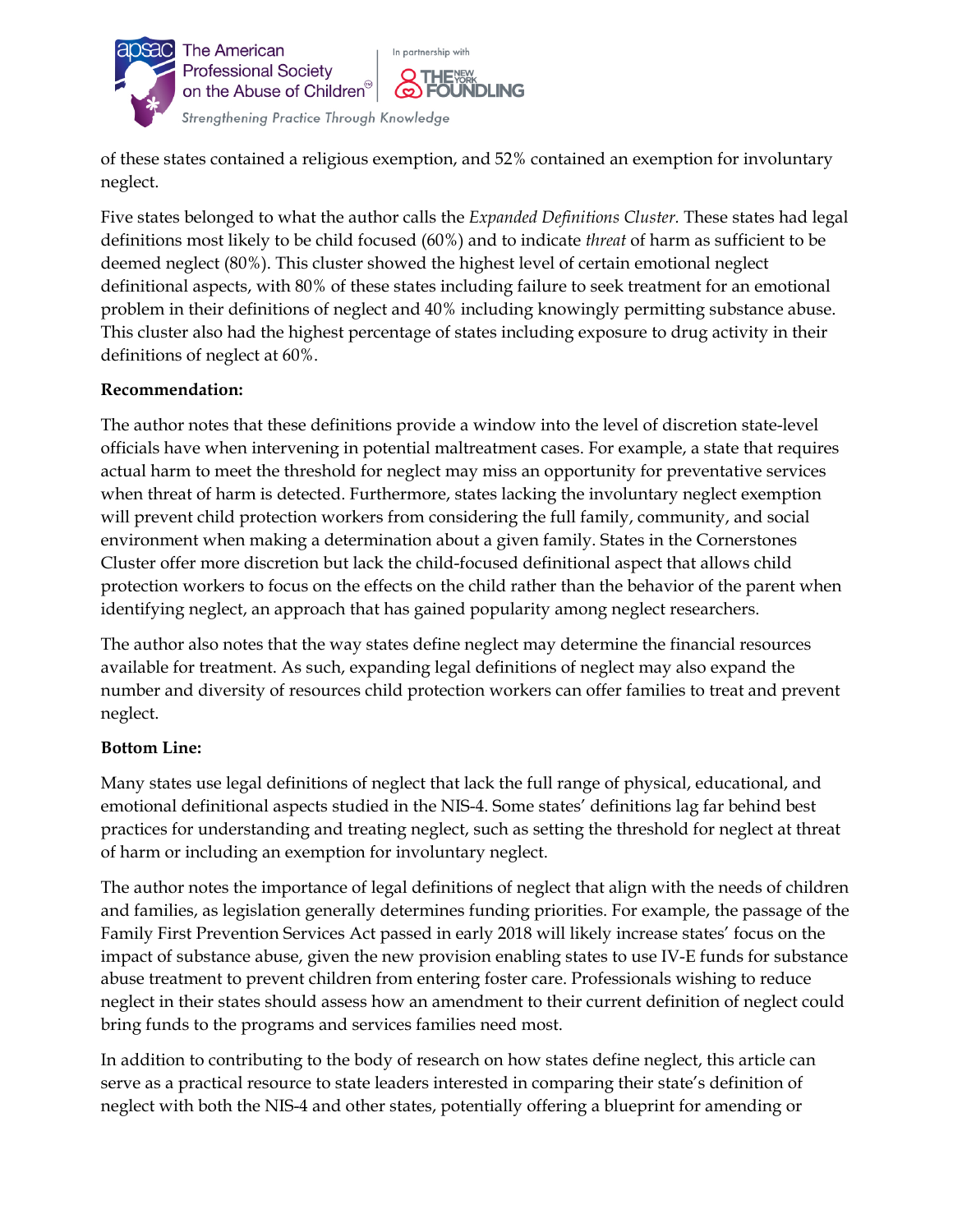of these states contained a religious exemption, and 52% contained an exemption for involuntary neglect.

Five states belonged to what the author calls the *Expanded Definitions Cluster.* These states had legal definitions most likely to be child focused (60%) and to indicate *threat* of harm as sufficient to be deemed neglect (80%). This cluster showed the highest level of certain emotional neglect definitional aspects, with 80% of these states including failure to seek treatment for an emotional problem in their definitions of neglect and 40% including knowingly permitting substance abuse. This cluster also had the highest percentage of states including exposure to drug activity in their definitions of neglect at 60%.

**Recommendation:**

The author notes that these definitions provide a window into the level of discretion state-level officials have when intervening in potential maltreatment cases. For example, a state that requires actual harm to meet the threshold for neglect may miss an opportunity for preventative services when threat of harm is detected. Furthermore, states lacking the involuntary neglect exemption will prevent child protection workers from considering the full family, community, and social environment when making a determination about a given family. States in the Cornerstones Cluster offer more discretion but lack the child-focused definitional aspect that allows child protection workers to focus on the effects on the child rather than the behavior of the parent when identifying neglect, an approach that has gained popularity among neglect researchers.

The author also notes that the way states define neglect may determine the financial resources available for treatment. As such, expanding legal definitions of neglect may also expand the number and diversity of resources child protection workers can offer families to treat and prevent neglect.

**Bottom Line:**

Many states use legal definitions of neglect that lack the full range of physical, educational, and emotional definitional aspects studied in the NIS-4. Some states' definitions lag far behind best practices for understanding and treating neglect, such as setting the threshold for neglect at threat of harm or including an exemption for involuntary neglect.

The author notes the importance of legal definitions of neglect that align with the needs of children and families, as legislation generally determines funding priorities. For example, the passage of the Family First Prevention Services Act passed in early 2018 will likely increase states' focus on the impact of substance abuse, given the new provision enabling states to use IV-E funds for substance abuse treatment to prevent children from entering foster care. Professionals wishing to reduce neglect in their states should assess how an amendment to their current definition of neglect could bring funds to the programs and services families need most.

In addition to contributing to the body of research on how states define neglect, this article can serve as a practical resource to state leaders interested in comparing their state's definition of neglect with both the NIS-4 and other states, potentially offering a blueprint for amending or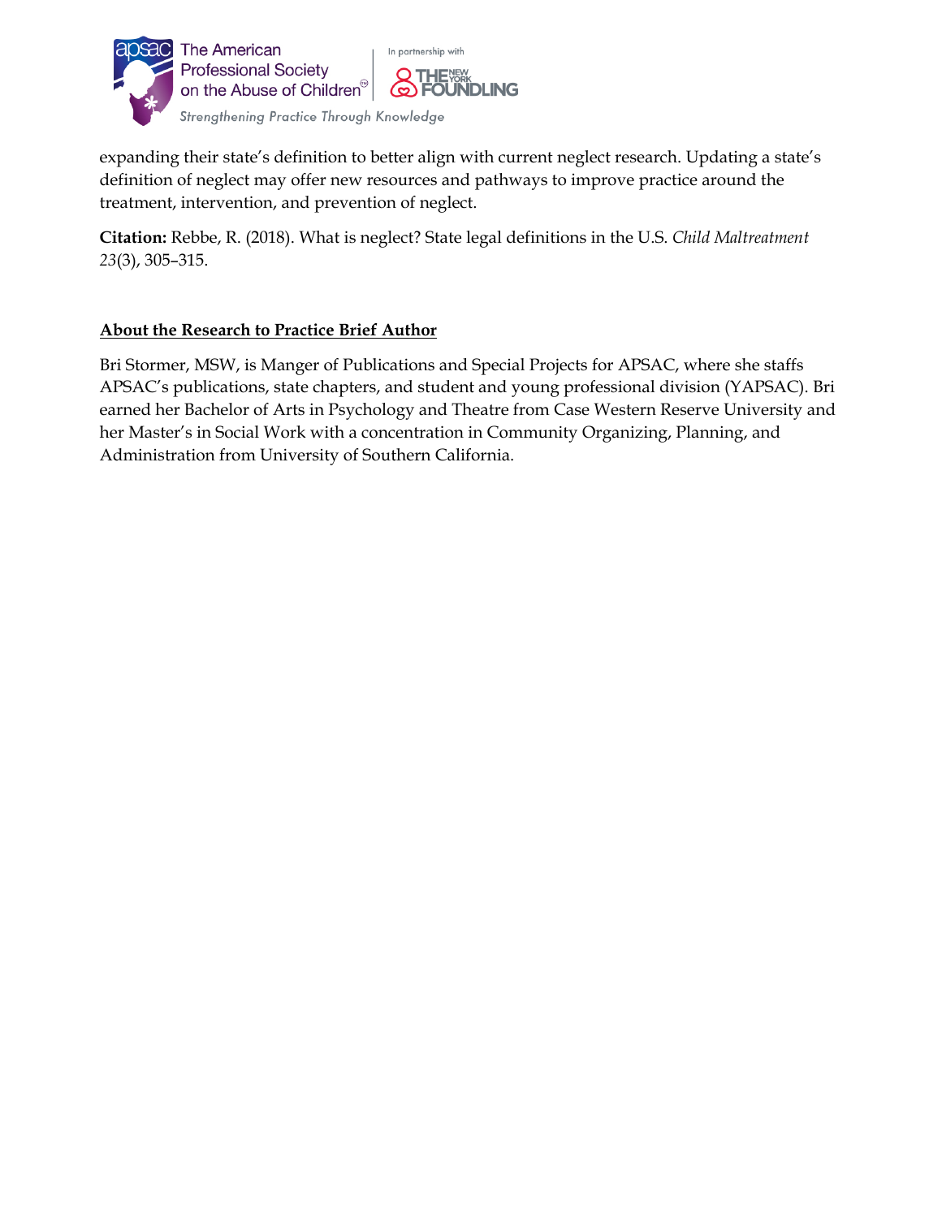expanding their state's definition to better align with current neglect research. Updating a state's definition of neglect may offer new resources and pathways to improve practice around the treatment, intervention, and prevention of neglect.

**Citation:** Rebbe, R. (2018). What is neglect? State legal definitions in the U.S. *Child Maltreatment 23*(3), 305–315.

## About the Research to Practice Brief Author

Bri Stormer, MSW, is Manger of Publications and Special Projects for APSAC, where she staffs APSAC's publications, state chapters, and student and young professional division (YAPSAC). Bri earned her Bachelor of Arts in Psychology and Theatre from Case Western Reserve University and her Master's in Social Work with a concentration in Community Organizing, Planning, and Administration from University of Southern California.